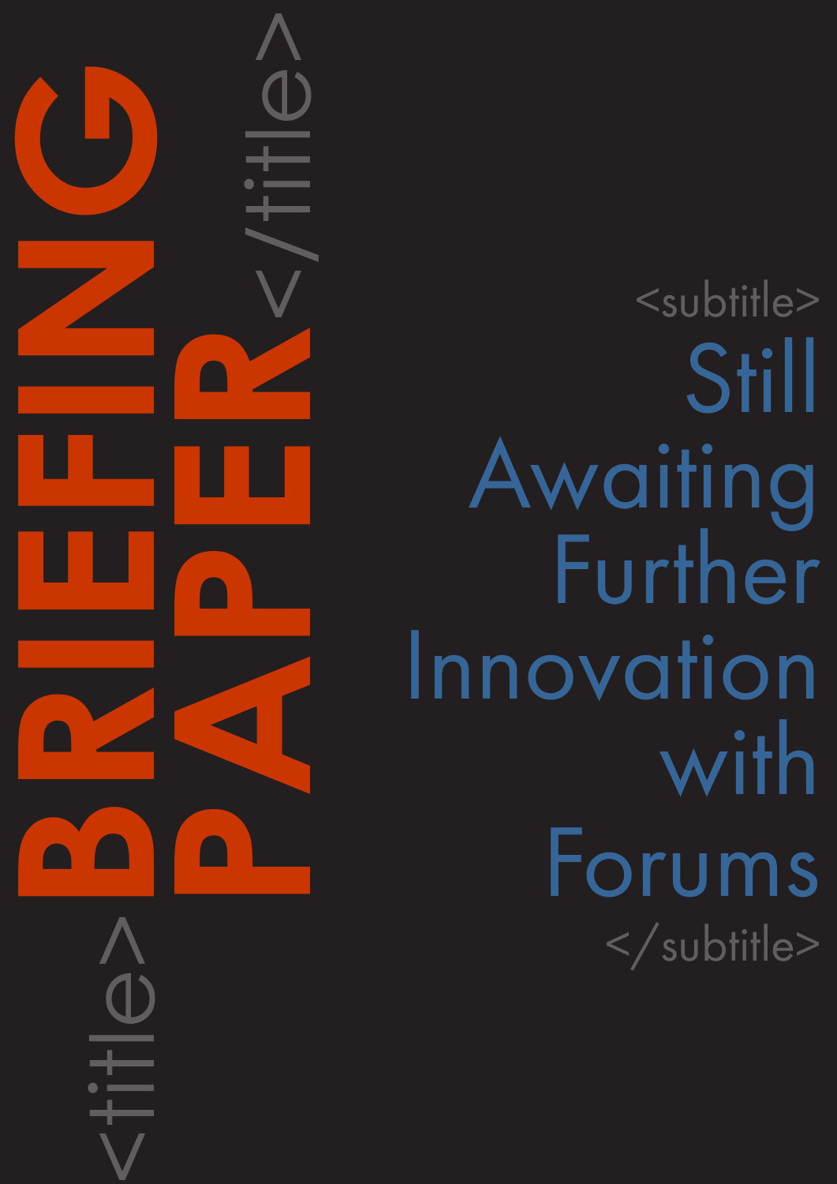# <title> BRIEFING PAPER </title>

## <subtitle> Still Awaiting Further Innovation with Forums </subtitle>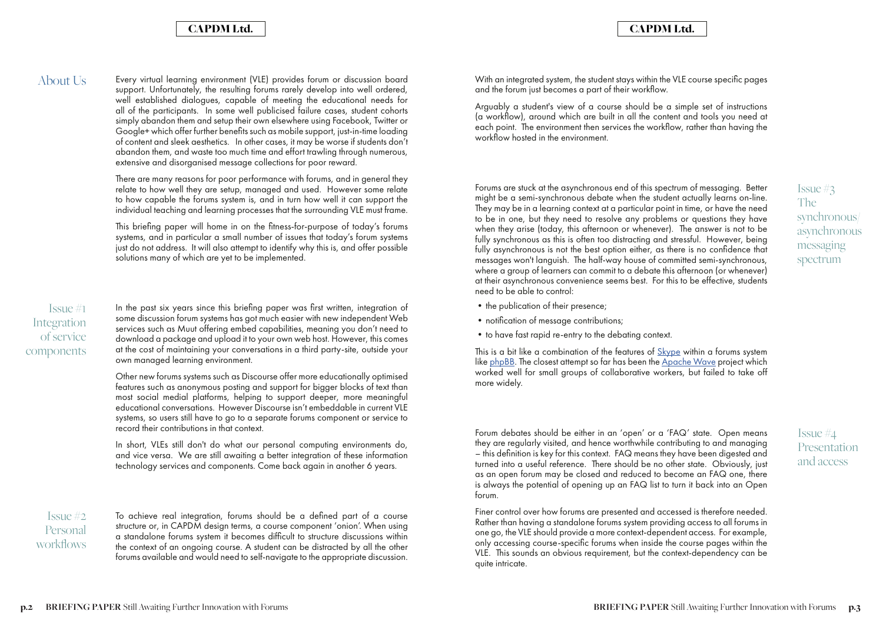## About Us

Every virtual learning environment (VLE) provides forum or discussion board support. Unfortunately, the resulting forums rarely develop into well ordered, well established dialogues, capable of meeting the educational needs for all of the participants. In some well publicised failure cases, student cohorts simply abandon them and setup their own elsewhere using Facebook, Twitter or Google+ which offer further benefits such as mobile support, just-in-time loading of content and sleek aesthetics. In other cases, it may be worse if students don't abandon them, and waste too much time and effort trawling through numerous, extensive and disorganised message collections for poor reward.

There are many reasons for poor performance with forums, and in general they relate to how well they are setup, managed and used. However some relate to how capable the forums system is, and in turn how well it can support the individual teaching and learning processes that the surrounding VLE must frame.

This briefing paper will home in on the fitness-for-purpose of today's forums systems, and in particular a small number of issues that today's forum systems just do not address. It will also attempt to identify why this is, and offer possible solutions many of which are yet to be implemented.

## Issue #1 Integration of service components

In the past six years since this briefing paper was first written, integration of some discussion forum systems has got much easier with new independent Web services such as Muut offering embed capabilities, meaning you don't need to download a package and upload it to your own web host. However, this comes at the cost of maintaining your conversations in a third party-site, outside your own managed learning environment.

Other new forums systems such as Discourse offer more educationally optimised features such as anonymous posting and support for bigger blocks of text than most social medial platforms, helping to support deeper, more meaningful educational conversations. However Discourse isn't embeddable in current VLE systems, so users still have to go to a separate forums component or service to record their contributions in that context.

In short, VLEs still don't do what our personal computing environments do, and vice versa. We are still awaiting a better integration of these information technology services and components. Come back again in another 6 years.

## Issue #2 Personal workflows

To achieve real integration, forums should be a defined part of a course structure or, in CAPDM design terms, a course component 'onion'. When using a standalone forums system it becomes difficult to structure discussions within the context of an ongoing course. A student can be distracted by all the other forums available and would need to self-navigate to the appropriate discussion.

With an integrated system, the student stays within the VLE course specific pages and the forum just becomes a part of their workflow.

Arguably a student's view of a course should be a simple set of instructions (a workflow), around which are built in all the content and tools you need at each point. The environment then services the workflow, rather than having the workflow hosted in the environment.

## Issue #3 The synchronous/asynchronous messaging spectrum

Forums are stuck at the asynchronous end of this spectrum of messaging. Better might be a semi-synchronous debate when the student actually learns on-line. They may be in a learning context at a particular point in time, or have the need to be in one, but they need to resolve any problems or questions they have when they arise (today, this afternoon or whenever). The answer is not to be fully synchronous as this is often too distracting and stressful. However, being fully asynchronous is not the best option either, as there is no confidence that messages won't languish. The half-way house of committed semi-synchronous, where a group of learners can commit to a debate this afternoon (or whenever) at their asynchronous convenience seems best. For this to be effective, students need to be able to control:

- the publication of their presence;
- notification of message contributions;
- to have fast rapid re-entry to the debating context.

This is a bit like a combination of the features of Skype within a forums system like phpBB. The closest attempt so far has been the Apache Wave project which worked well for small groups of collaborative workers, but failed to take off more widely.

## Issue #4 Presentation and access

Forum debates should be either in an 'open' or a 'FAQ' state. Open means they are regularly visited, and hence worthwhile contributing to and managing – this definition is key for this context. FAQ means they have been digested and turned into a useful reference. There should be no other state. Obviously, just as an open forum may be closed and reduced to become an FAQ one, there is always the potential of opening up an FAQ list to turn it back into an Open forum.

Finer control over how forums are presented and accessed is therefore needed. Rather than having a standalone forums system providing access to all forums in one go, the VLE should provide a more context-dependent access. For example, only accessing course-specific forums when inside the course pages within the VLE. This sounds an obvious requirement, but the context-dependency can be quite intricate.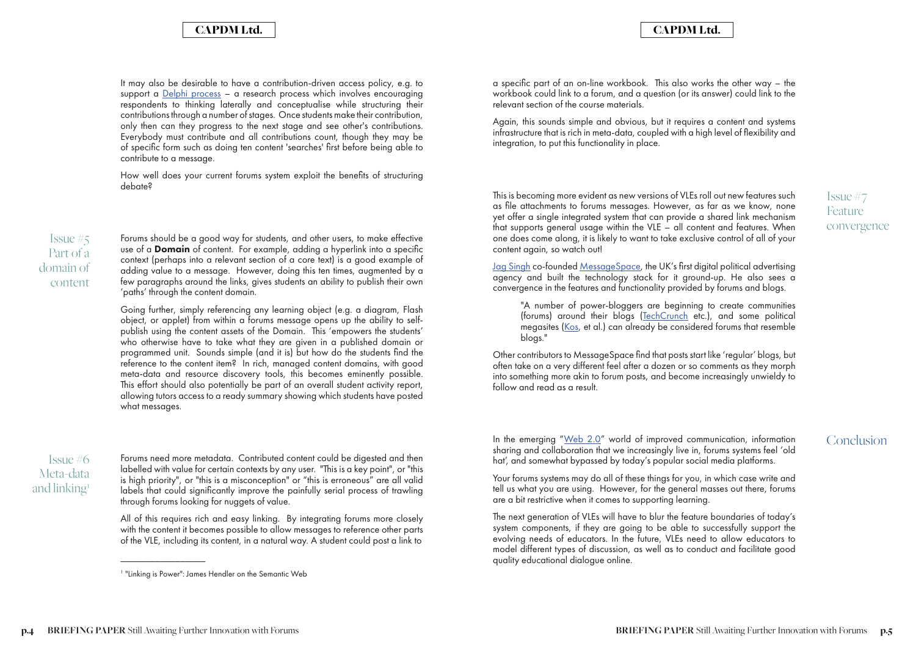It may also be desirable to have a contribution-driven access policy, e.g. to support a Delphi process – a research process which involves encouraging respondents to thinking laterally and conceptualise while structuring their contributions through a number of stages. Once students make their contribution, only then can they progress to the next stage and see other's contributions. Everybody must contribute and all contributions count, though they may be of specific form such as doing ten content 'searches' first before being able to contribute to a message.

How well does your current forums system exploit the benefits of structuring debate?

## Issue #5 Part of a domain of content

Forums should be a good way for students, and other users, to make effective use of a **Domain** of content. For example, adding a hyperlink into a specific context (perhaps into a relevant section of a core text) is a good example of adding value to a message. However, doing this ten times, augmented by a few paragraphs around the links, gives students an ability to publish their own 'paths' through the content domain.

Going further, simply referencing any learning object (e.g. a diagram, Flash object, or applet) from within a forums message opens up the ability to self-publish using the content assets of the Domain. This 'empowers the students' who otherwise have to take what they are given in a published domain or programmed unit. Sounds simple (and it is) but how do the students find the reference to the content item? In rich, managed content domains, with good meta-data and resource discovery tools, this becomes eminently possible. This effort should also potentially be part of an overall student activity report, allowing tutors access to a ready summary showing which students have posted what messages.

## Issue #6 Meta-data and linking[1]

Forums need more metadata. Contributed content could be digested and then labelled with value for certain contexts by any user. "This is a key point", or "this is high priority", or "this is a misconception" or "this is erroneous" are all valid labels that could significantly improve the painfully serial process of trawling through forums looking for nuggets of value.

All of this requires rich and easy linking. By integrating forums more closely with the content it becomes possible to allow messages to reference other parts of the VLE, including its content, in a natural way. A student could post a link to a specific part of an on-line workbook. This also works the other way – the workbook could link to a forum, and a question (or its answer) could link to the relevant section of the course materials.

Again, this sounds simple and obvious, but it requires a content and systems infrastructure that is rich in meta-data, coupled with a high level of flexibility and integration, to put this functionality in place.

[1] "Linking is Power": James Hendler on the Semantic Web

## Issue #7 Feature convergence

This is becoming more evident as new versions of VLEs roll out new features such as file attachments to forums messages. However, as far as we know, none yet offer a single integrated system that can provide a shared link mechanism that supports general usage within the VLE – all content and features. When one does come along, it is likely to want to take exclusive control of all of your content again, so watch out!

Jag Singh co-founded MessageSpace, the UK's first digital political advertising agency and built the technology stack for it ground-up. He also sees a convergence in the features and functionality provided by forums and blogs.

> "A number of power-bloggers are beginning to create communities (forums) around their blogs (TechCrunch etc.), and some political megasites (Kos, et al.) can already be considered forums that resemble blogs."

Other contributors to MessageSpace find that posts start like 'regular' blogs, but often take on a very different feel after a dozen or so comments as they morph into something more akin to forum posts, and become increasingly unwieldy to follow and read as a result.

## Conclusion

In the emerging "Web 2.0" world of improved communication, information sharing and collaboration that we increasingly live in, forums systems feel 'old hat', and somewhat bypassed by today's popular social media platforms.

Your forums systems may do all of these things for you, in which case write and tell us what you are using. However, for the general masses out there, forums are a bit restrictive when it comes to supporting learning.

The next generation of VLEs will have to blur the feature boundaries of today's system components, if they are going to be able to successfully support the evolving needs of educators. In the future, VLEs need to allow educators to model different types of discussion, as well as to conduct and facilitate good quality educational dialogue online.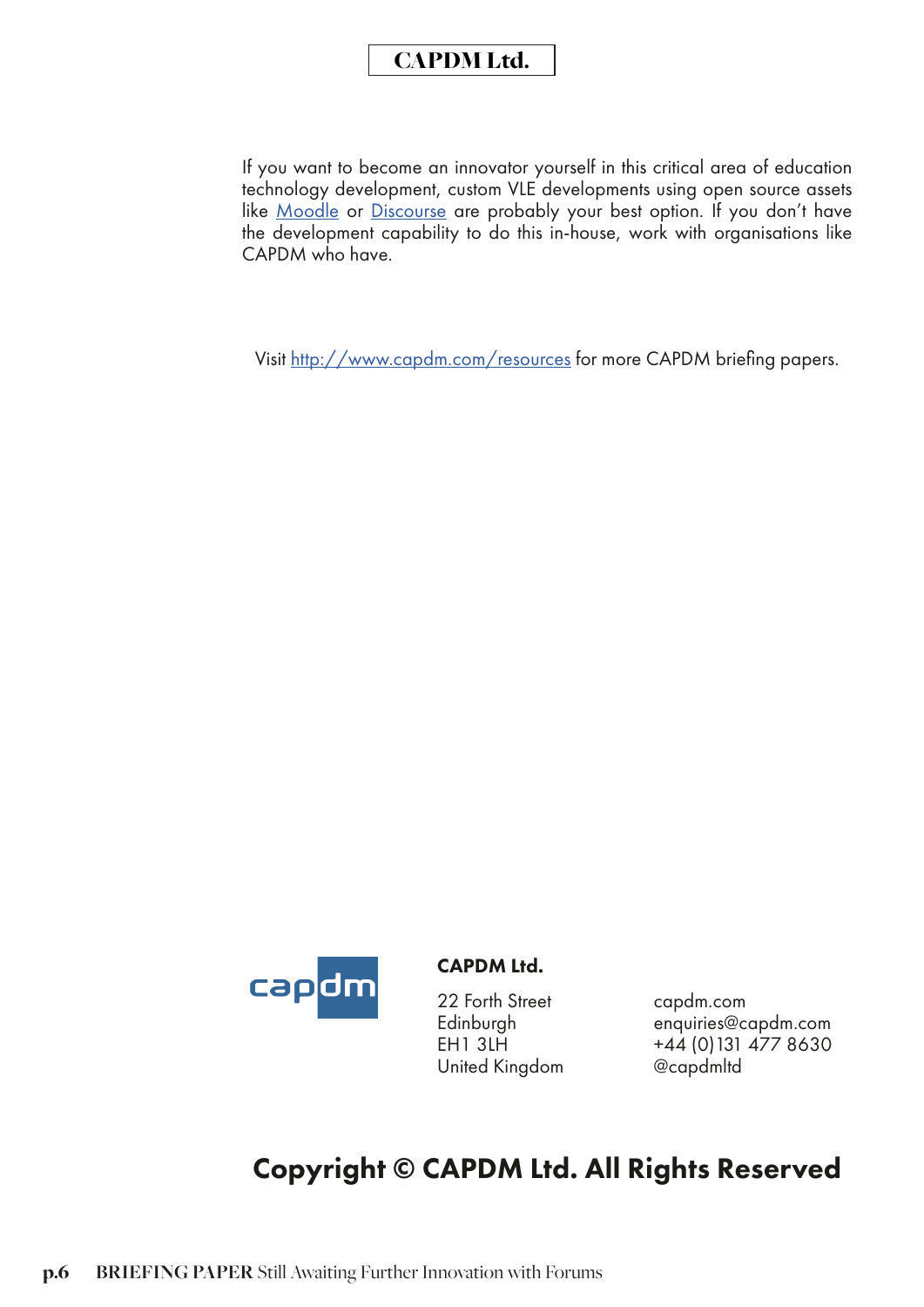If you want to become an innovator yourself in this critical area of education technology development, custom VLE developments using open source assets like [Moodle]() or [Discourse]() are probably your best option. If you don't have the development capability to do this in-house, work with organisations like CAPDM who have.

Visit [http://www.capdm.com/resources](http://www.capdm.com/resources) for more CAPDM briefing papers.

capdm

**CAPDM Ltd.**

22 Forth Street
Edinburgh
EH1 3LH
United Kingdom

capdm.com
enquiries@capdm.com
+44 (0)131 477 8630
@capdmltd

**Copyright © CAPDM Ltd. All Rights Reserved**